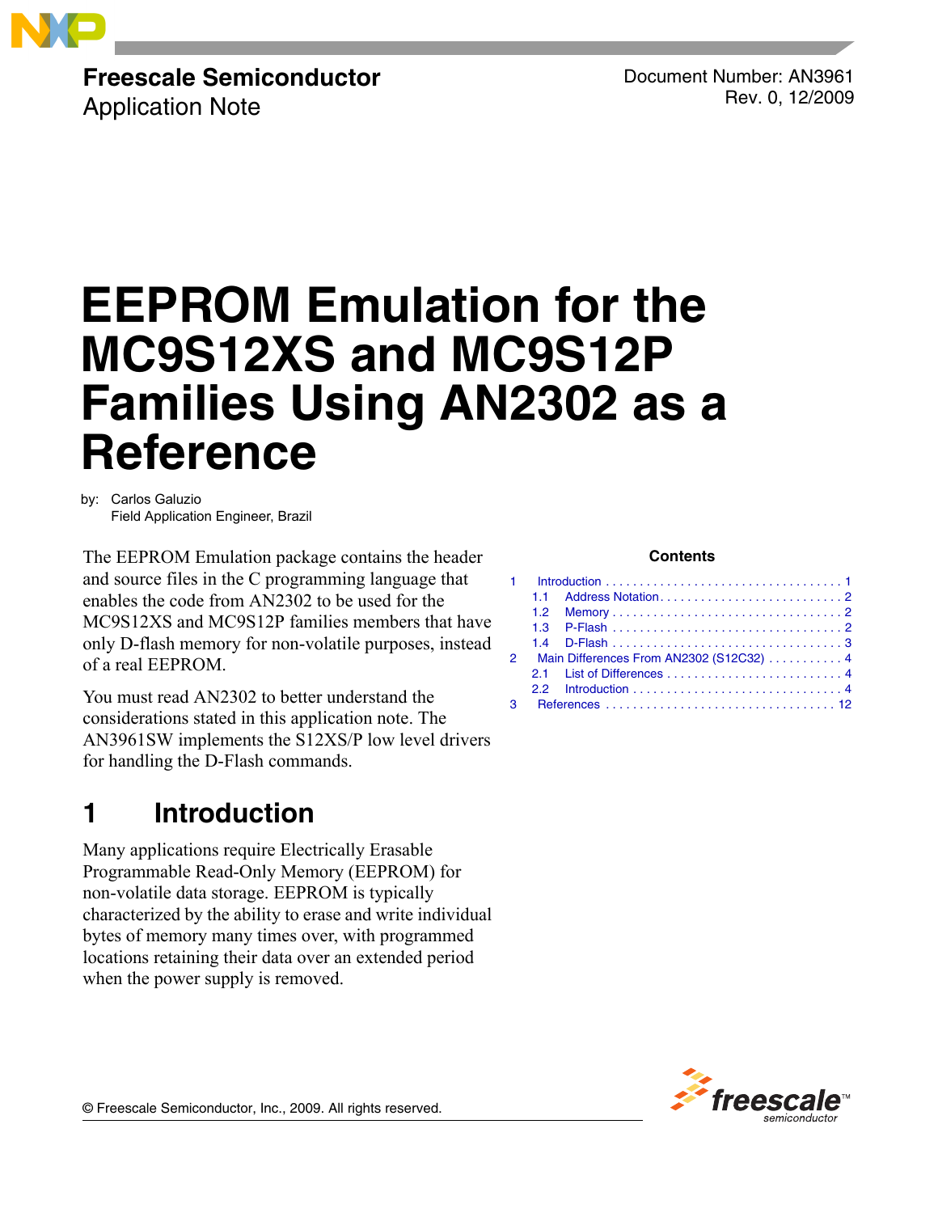Freescale Semiconductor
Application Note

Document Number: AN3961
Rev. 0, 12/2009

# EEPROM Emulation for the MC9S12XS and MC9S12P Families Using AN2302 as a Reference

by: Carlos Galuzio
Field Application Engineer, Brazil

The EEPROM Emulation package contains the header and source files in the C programming language that enables the code from AN2302 to be used for the MC9S12XS and MC9S12P families members that have only D-flash memory for non-volatile purposes, instead of a real EEPROM.

You must read AN2302 to better understand the considerations stated in this application note. The AN3961SW implements the S12XS/P low level drivers for handling the D-Flash commands.

**Contents**

1 Introduction . . . . . 1
- 1.1 Address Notation . . . . . 2
- 1.2 Memory . . . . . 2
- 1.3 P-Flash . . . . . 2
- 1.4 D-Flash . . . . . 3

2 Main Differences From AN2302 (S12C32) . . . . . 4
- 2.1 List of Differences . . . . . 4
- 2.2 Introduction . . . . . 4

3 References . . . . . 12

## 1 Introduction

Many applications require Electrically Erasable Programmable Read-Only Memory (EEPROM) for non-volatile data storage. EEPROM is typically characterized by the ability to erase and write individual bytes of memory many times over, with programmed locations retaining their data over an extended period when the power supply is removed.

© Freescale Semiconductor, Inc., 2009. All rights reserved.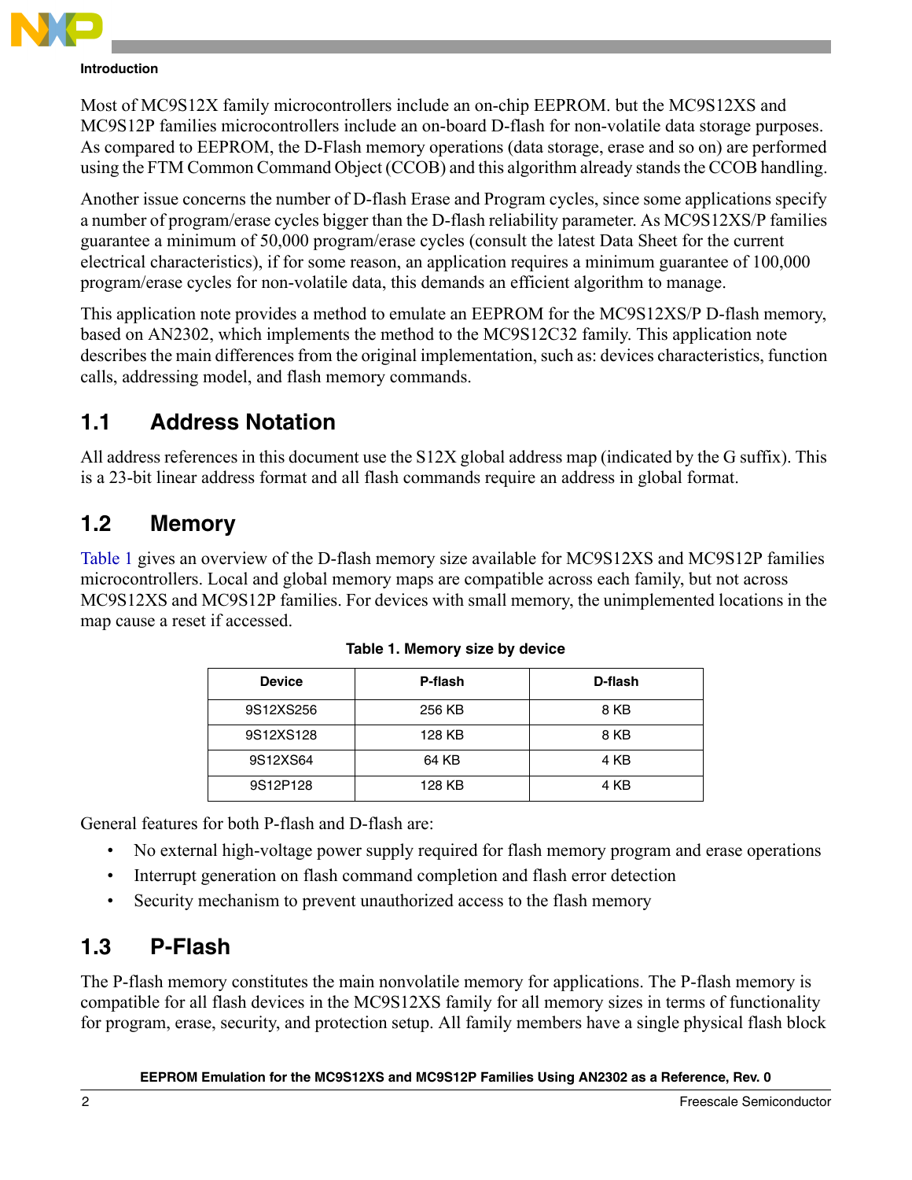Most of MC9S12X family microcontrollers include an on-chip EEPROM. but the MC9S12XS and MC9S12P families microcontrollers include an on-board D-flash for non-volatile data storage purposes. As compared to EEPROM, the D-Flash memory operations (data storage, erase and so on) are performed using the FTM Common Command Object (CCOB) and this algorithm already stands the CCOB handling.

Another issue concerns the number of D-flash Erase and Program cycles, since some applications specify a number of program/erase cycles bigger than the D-flash reliability parameter. As MC9S12XS/P families guarantee a minimum of 50,000 program/erase cycles (consult the latest Data Sheet for the current electrical characteristics), if for some reason, an application requires a minimum guarantee of 100,000 program/erase cycles for non-volatile data, this demands an efficient algorithm to manage.

This application note provides a method to emulate an EEPROM for the MC9S12XS/P D-flash memory, based on AN2302, which implements the method to the MC9S12C32 family. This application note describes the main differences from the original implementation, such as: devices characteristics, function calls, addressing model, and flash memory commands.

## 1.1 Address Notation

All address references in this document use the S12X global address map (indicated by the G suffix). This is a 23-bit linear address format and all flash commands require an address in global format.

## 1.2 Memory

Table 1 gives an overview of the D-flash memory size available for MC9S12XS and MC9S12P families microcontrollers. Local and global memory maps are compatible across each family, but not across MC9S12XS and MC9S12P families. For devices with small memory, the unimplemented locations in the map cause a reset if accessed.

**Table 1. Memory size by device**

| Device | P-flash | D-flash |
|---|---|---|
| 9S12XS256 | 256 KB | 8 KB |
| 9S12XS128 | 128 KB | 8 KB |
| 9S12XS64 | 64 KB | 4 KB |
| 9S12P128 | 128 KB | 4 KB |

General features for both P-flash and D-flash are:

- No external high-voltage power supply required for flash memory program and erase operations
- Interrupt generation on flash command completion and flash error detection
- Security mechanism to prevent unauthorized access to the flash memory

## 1.3 P-Flash

The P-flash memory constitutes the main nonvolatile memory for applications. The P-flash memory is compatible for all flash devices in the MC9S12XS family for all memory sizes in terms of functionality for program, erase, security, and protection setup. All family members have a single physical flash block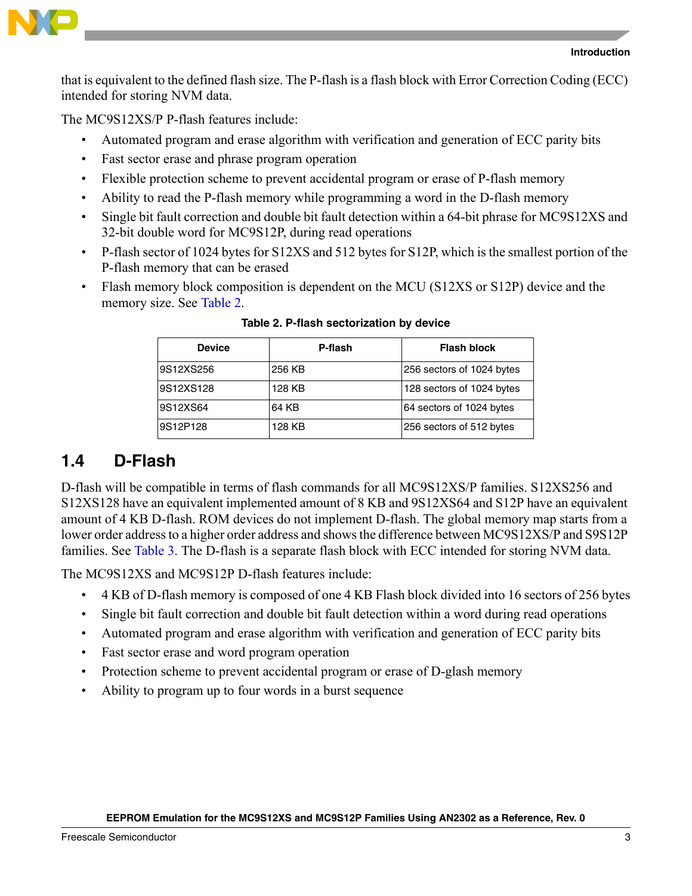that is equivalent to the defined flash size. The P-flash is a flash block with Error Correction Coding (ECC) intended for storing NVM data.

The MC9S12XS/P P-flash features include:

- Automated program and erase algorithm with verification and generation of ECC parity bits
- Fast sector erase and phrase program operation
- Flexible protection scheme to prevent accidental program or erase of P-flash memory
- Ability to read the P-flash memory while programming a word in the D-flash memory
- Single bit fault correction and double bit fault detection within a 64-bit phrase for MC9S12XS and 32-bit double word for MC9S12P, during read operations
- P-flash sector of 1024 bytes for S12XS and 512 bytes for S12P, which is the smallest portion of the P-flash memory that can be erased
- Flash memory block composition is dependent on the MCU (S12XS or S12P) device and the memory size. See Table 2.

**Table 2. P-flash sectorization by device**

| Device | P-flash | Flash block |
|---|---|---|
| 9S12XS256 | 256 KB | 256 sectors of 1024 bytes |
| 9S12XS128 | 128 KB | 128 sectors of 1024 bytes |
| 9S12XS64 | 64 KB | 64 sectors of 1024 bytes |
| 9S12P128 | 128 KB | 256 sectors of 512 bytes |

## 1.4 D-Flash

D-flash will be compatible in terms of flash commands for all MC9S12XS/P families. S12XS256 and S12XS128 have an equivalent implemented amount of 8 KB and 9S12XS64 and S12P have an equivalent amount of 4 KB D-flash. ROM devices do not implement D-flash. The global memory map starts from a lower order address to a higher order address and shows the difference between MC9S12XS/P and S9S12P families. See Table 3. The D-flash is a separate flash block with ECC intended for storing NVM data.

The MC9S12XS and MC9S12P D-flash features include:

- 4 KB of D-flash memory is composed of one 4 KB Flash block divided into 16 sectors of 256 bytes
- Single bit fault correction and double bit fault detection within a word during read operations
- Automated program and erase algorithm with verification and generation of ECC parity bits
- Fast sector erase and word program operation
- Protection scheme to prevent accidental program or erase of D-glash memory
- Ability to program up to four words in a burst sequence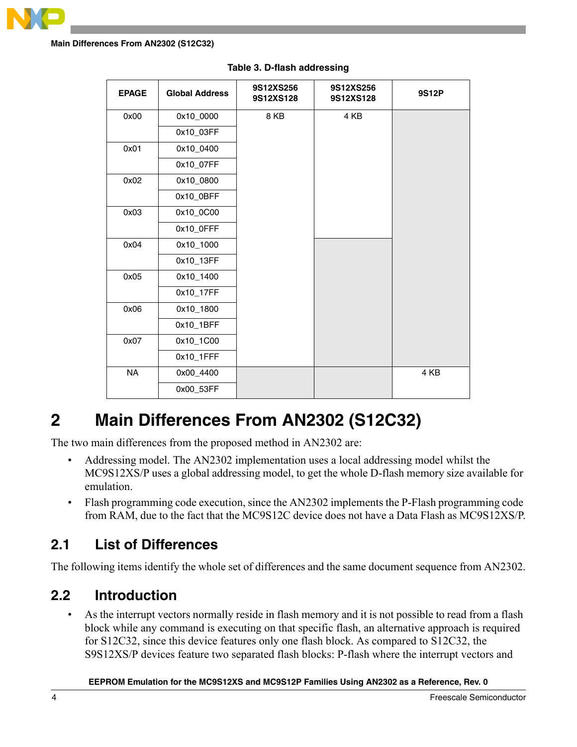**Table 3. D-flash addressing**

| EPAGE | Global Address | 9S12XS256 9S12XS128 | 9S12XS256 9S12XS128 | 9S12P |
|---|---|---|---|---|
| 0x00 | 0x10_0000 | 8 KB | 4 KB | |
| | 0x10_03FF | | | |
| 0x01 | 0x10_0400 | | | |
| | 0x10_07FF | | | |
| 0x02 | 0x10_0800 | | | |
| | 0x10_0BFF | | | |
| 0x03 | 0x10_0C00 | | | |
| | 0x10_0FFF | | | |
| 0x04 | 0x10_1000 | | | |
| | 0x10_13FF | | | |
| 0x05 | 0x10_1400 | | | |
| | 0x10_17FF | | | |
| 0x06 | 0x10_1800 | | | |
| | 0x10_1BFF | | | |
| 0x07 | 0x10_1C00 | | | |
| | 0x10_1FFF | | | |
| NA | 0x00_4400 | | | 4 KB |
| | 0x00_53FF | | | |

# 2 Main Differences From AN2302 (S12C32)

The two main differences from the proposed method in AN2302 are:

- Addressing model. The AN2302 implementation uses a local addressing model whilst the MC9S12XS/P uses a global addressing model, to get the whole D-flash memory size available for emulation.
- Flash programming code execution, since the AN2302 implements the P-Flash programming code from RAM, due to the fact that the MC9S12C device does not have a Data Flash as MC9S12XS/P.

## 2.1 List of Differences

The following items identify the whole set of differences and the same document sequence from AN2302.

## 2.2 Introduction

- As the interrupt vectors normally reside in flash memory and it is not possible to read from a flash block while any command is executing on that specific flash, an alternative approach is required for S12C32, since this device features only one flash block. As compared to S12C32, the S9S12XS/P devices feature two separated flash blocks: P-flash where the interrupt vectors and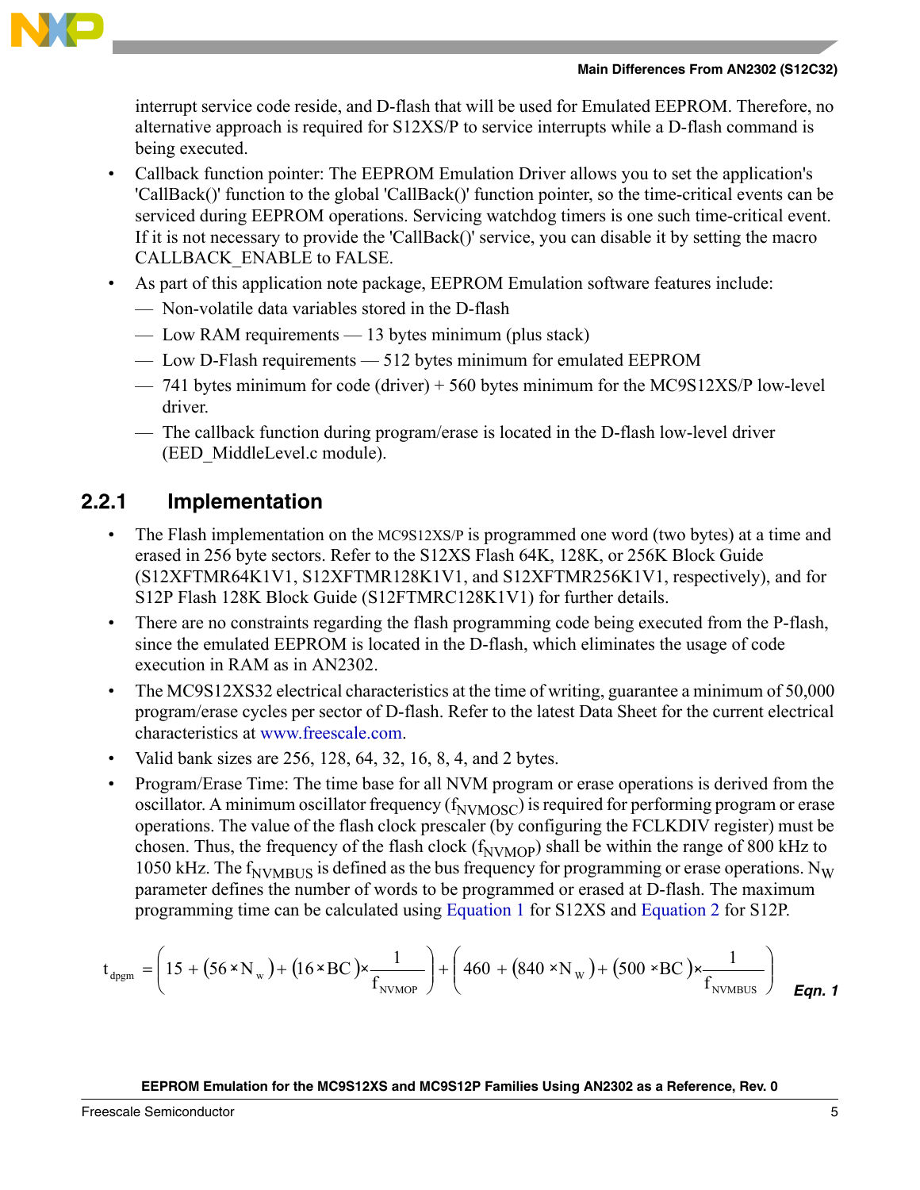interrupt service code reside, and D-flash that will be used for Emulated EEPROM. Therefore, no alternative approach is required for S12XS/P to service interrupts while a D-flash command is being executed.

- Callback function pointer: The EEPROM Emulation Driver allows you to set the application's 'CallBack()' function to the global 'CallBack()' function pointer, so the time-critical events can be serviced during EEPROM operations. Servicing watchdog timers is one such time-critical event. If it is not necessary to provide the 'CallBack()' service, you can disable it by setting the macro CALLBACK_ENABLE to FALSE.
- As part of this application note package, EEPROM Emulation software features include:
  - Non-volatile data variables stored in the D-flash
  - Low RAM requirements — 13 bytes minimum (plus stack)
  - Low D-Flash requirements — 512 bytes minimum for emulated EEPROM
  - 741 bytes minimum for code (driver) + 560 bytes minimum for the MC9S12XS/P low-level driver.
  - The callback function during program/erase is located in the D-flash low-level driver (EED_MiddleLevel.c module).

### 2.2.1 Implementation

- The Flash implementation on the MC9S12XS/P is programmed one word (two bytes) at a time and erased in 256 byte sectors. Refer to the S12XS Flash 64K, 128K, or 256K Block Guide (S12XFTMR64K1V1, S12XFTMR128K1V1, and S12XFTMR256K1V1, respectively), and for S12P Flash 128K Block Guide (S12FTMRC128K1V1) for further details.
- There are no constraints regarding the flash programming code being executed from the P-flash, since the emulated EEPROM is located in the D-flash, which eliminates the usage of code execution in RAM as in AN2302.
- The MC9S12XS32 electrical characteristics at the time of writing, guarantee a minimum of 50,000 program/erase cycles per sector of D-flash. Refer to the latest Data Sheet for the current electrical characteristics at www.freescale.com.
- Valid bank sizes are 256, 128, 64, 32, 16, 8, 4, and 2 bytes.
- Program/Erase Time: The time base for all NVM program or erase operations is derived from the oscillator. A minimum oscillator frequency ($f_{NVMOSC}$) is required for performing program or erase operations. The value of the flash clock prescaler (by configuring the FCLKDIV register) must be chosen. Thus, the frequency of the flash clock ($f_{NVMOP}$) shall be within the range of 800 kHz to 1050 kHz. The $f_{NVMBUS}$ is defined as the bus frequency for programming or erase operations. $N_W$ parameter defines the number of words to be programmed or erased at D-flash. The maximum programming time can be calculated using Equation 1 for S12XS and Equation 2 for S12P.

$$t_{dpgm} = \left(15 + (56 \times N_w) + (16 \times BC) \times \frac{1}{f_{NVMOP}}\right) + \left(460 + (840 \times N_W) + (500 \times BC) \times \frac{1}{f_{NVMBUS}}\right) \quad \textit{Eqn. 1}$$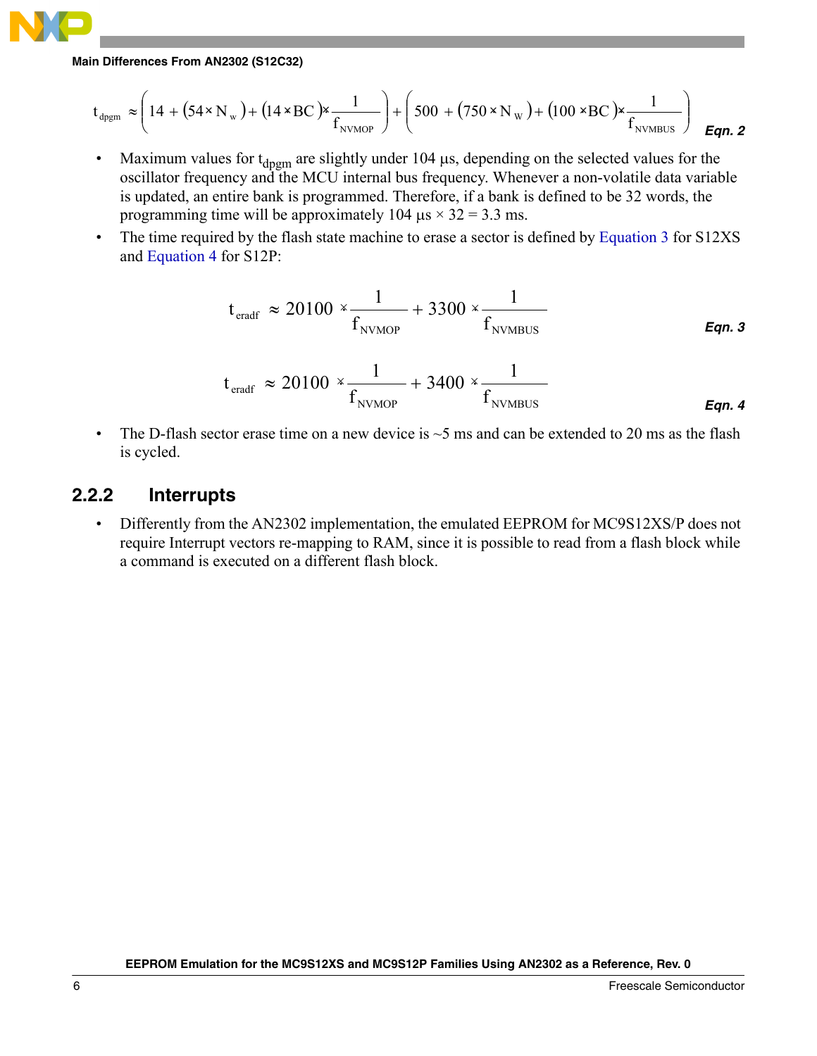$$t_{dpgm} \approx \left(14 + (54 \times N_w) + (14 \times BC) \times \frac{1}{f_{NVMOP}}\right) + \left(500 + (750 \times N_w) + (100 \times BC) \times \frac{1}{f_{NVMBUS}}\right) \quad \textit{Eqn. 2}$$

- Maximum values for $t_{dpgm}$ are slightly under 104 µs, depending on the selected values for the oscillator frequency and the MCU internal bus frequency. Whenever a non-volatile data variable is updated, an entire bank is programmed. Therefore, if a bank is defined to be 32 words, the programming time will be approximately 104 µs × 32 = 3.3 ms.
- The time required by the flash state machine to erase a sector is defined by Equation 3 for S12XS and Equation 4 for S12P:

$$t_{eradf} \approx 20100 \times \frac{1}{f_{NVMOP}} + 3300 \times \frac{1}{f_{NVMBUS}} \quad \textit{Eqn. 3}$$

$$t_{eradf} \approx 20100 \times \frac{1}{f_{NVMOP}} + 3400 \times \frac{1}{f_{NVMBUS}} \quad \textit{Eqn. 4}$$

- The D-flash sector erase time on a new device is ~5 ms and can be extended to 20 ms as the flash is cycled.

### 2.2.2 Interrupts

- Differently from the AN2302 implementation, the emulated EEPROM for MC9S12XS/P does not require Interrupt vectors re-mapping to RAM, since it is possible to read from a flash block while a command is executed on a different flash block.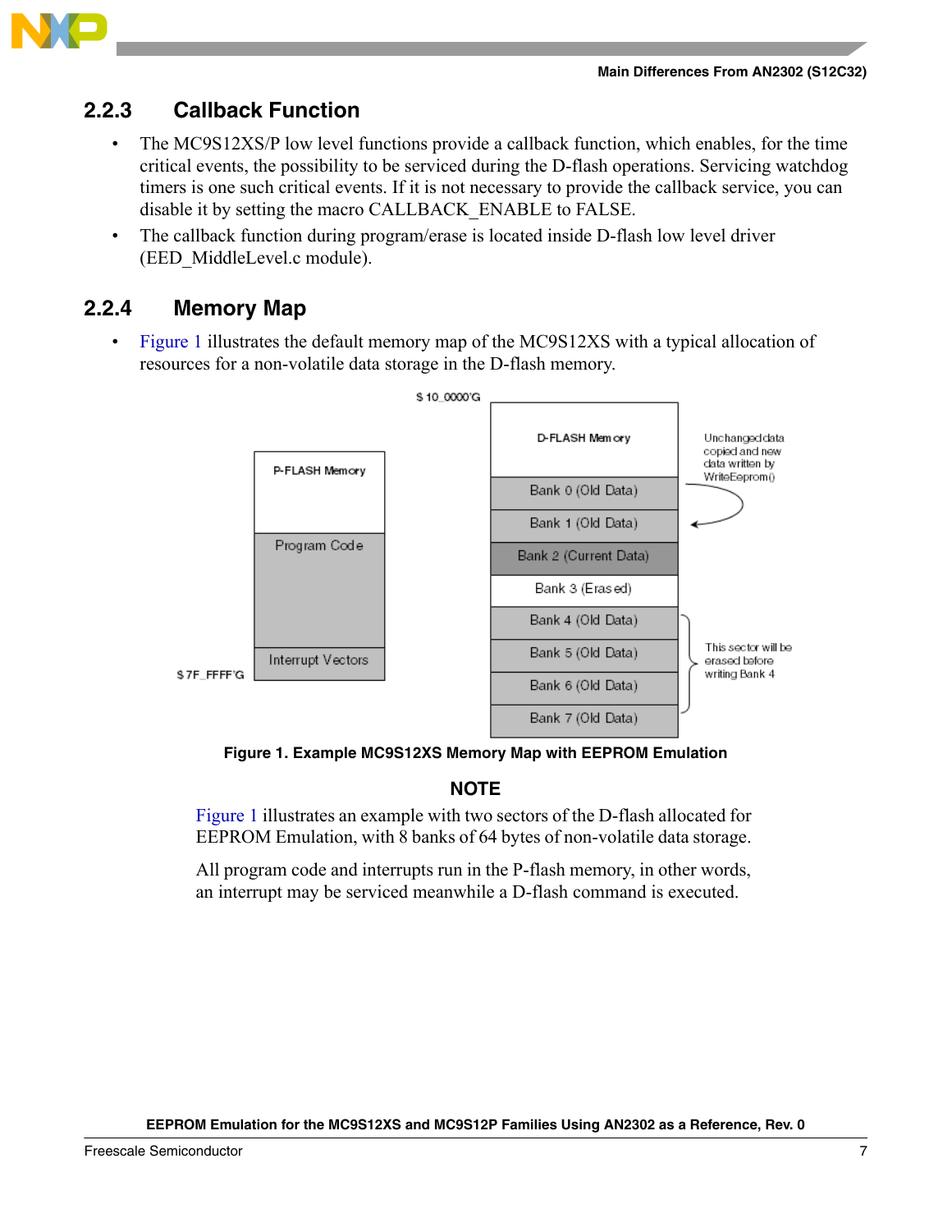### 2.2.3 Callback Function

- The MC9S12XS/P low level functions provide a callback function, which enables, for the time critical events, the possibility to be serviced during the D-flash operations. Servicing watchdog timers is one such critical events. If it is not necessary to provide the callback service, you can disable it by setting the macro CALLBACK_ENABLE to FALSE.
- The callback function during program/erase is located inside D-flash low level driver (EED_MiddleLevel.c module).

### 2.2.4 Memory Map

- Figure 1 illustrates the default memory map of the MC9S12XS with a typical allocation of resources for a non-volatile data storage in the D-flash memory.

Figure 1. Example MC9S12XS Memory Map with EEPROM Emulation

**NOTE**

Figure 1 illustrates an example with two sectors of the D-flash allocated for EEPROM Emulation, with 8 banks of 64 bytes of non-volatile data storage.

All program code and interrupts run in the P-flash memory, in other words, an interrupt may be serviced meanwhile a D-flash command is executed.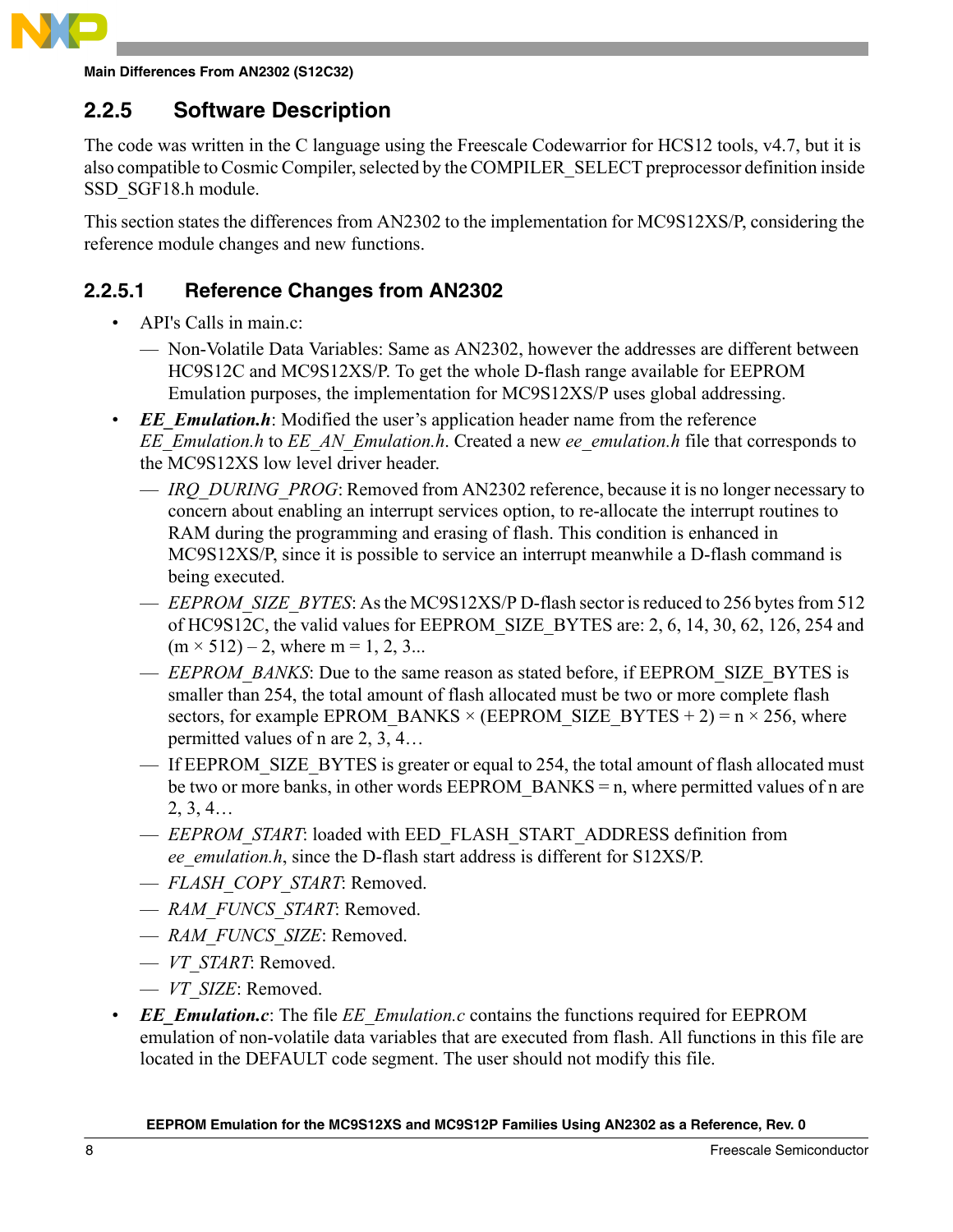### 2.2.5 Software Description

The code was written in the C language using the Freescale Codewarrior for HCS12 tools, v4.7, but it is also compatible to Cosmic Compiler, selected by the COMPILER_SELECT preprocessor definition inside SSD_SGF18.h module.

This section states the differences from AN2302 to the implementation for MC9S12XS/P, considering the reference module changes and new functions.

#### 2.2.5.1 Reference Changes from AN2302

- API's Calls in main.c:
  - Non-Volatile Data Variables: Same as AN2302, however the addresses are different between HC9S12C and MC9S12XS/P. To get the whole D-flash range available for EEPROM Emulation purposes, the implementation for MC9S12XS/P uses global addressing.
- ***EE_Emulation.h***: Modified the user's application header name from the reference *EE_Emulation.h* to *EE_AN_Emulation.h*. Created a new *ee_emulation.h* file that corresponds to the MC9S12XS low level driver header.
  - *IRQ_DURING_PROG*: Removed from AN2302 reference, because it is no longer necessary to concern about enabling an interrupt services option, to re-allocate the interrupt routines to RAM during the programming and erasing of flash. This condition is enhanced in MC9S12XS/P, since it is possible to service an interrupt meanwhile a D-flash command is being executed.
  - *EEPROM_SIZE_BYTES*: As the MC9S12XS/P D-flash sector is reduced to 256 bytes from 512 of HC9S12C, the valid values for EEPROM_SIZE_BYTES are: 2, 6, 14, 30, 62, 126, 254 and $(m \times 512) - 2$, where m = 1, 2, 3...
  - *EEPROM_BANKS*: Due to the same reason as stated before, if EEPROM_SIZE_BYTES is smaller than 254, the total amount of flash allocated must be two or more complete flash sectors, for example EPROM_BANKS × (EEPROM_SIZE_BYTES + 2) = n × 256, where permitted values of n are 2, 3, 4…
  - If EEPROM_SIZE_BYTES is greater or equal to 254, the total amount of flash allocated must be two or more banks, in other words EEPROM_BANKS = n, where permitted values of n are 2, 3, 4…
  - *EEPROM_START*: loaded with EED_FLASH_START_ADDRESS definition from *ee_emulation.h*, since the D-flash start address is different for S12XS/P.
  - *FLASH_COPY_START*: Removed.
  - *RAM_FUNCS_START*: Removed.
  - *RAM_FUNCS_SIZE*: Removed.
  - *VT_START*: Removed.
  - *VT_SIZE*: Removed.
- ***EE_Emulation.c***: The file *EE_Emulation.c* contains the functions required for EEPROM emulation of non-volatile data variables that are executed from flash. All functions in this file are located in the DEFAULT code segment. The user should not modify this file.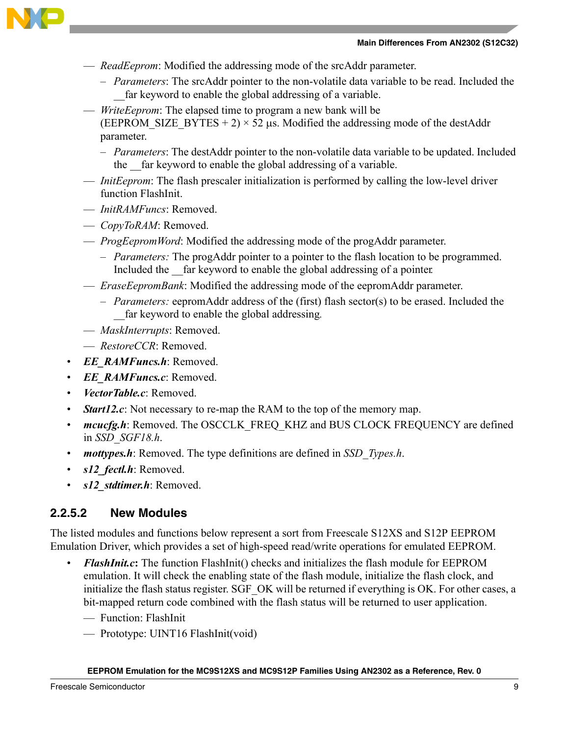- *ReadEeprom*: Modified the addressing mode of the srcAddr parameter.
  - *Parameters*: The srcAddr pointer to the non-volatile data variable to be read. Included the __far keyword to enable the global addressing of a variable.
- *WriteEeprom*: The elapsed time to program a new bank will be (EEPROM_SIZE_BYTES + 2) × 52 µs. Modified the addressing mode of the destAddr parameter.
  - *Parameters*: The destAddr pointer to the non-volatile data variable to be updated. Included the __far keyword to enable the global addressing of a variable.
- *InitEeprom*: The flash prescaler initialization is performed by calling the low-level driver function FlashInit.
- *InitRAMFuncs*: Removed.
- *CopyToRAM*: Removed.
- *ProgEepromWord*: Modified the addressing mode of the progAddr parameter.
  - *Parameters:* The progAddr pointer to a pointer to the flash location to be programmed. Included the __far keyword to enable the global addressing of a pointer.
- *EraseEepromBank*: Modified the addressing mode of the eepromAddr parameter.
  - *Parameters:* eepromAddr address of the (first) flash sector(s) to be erased. Included the __far keyword to enable the global addressing.
- *MaskInterrupts*: Removed.
- *RestoreCCR*: Removed.

- ***EE_RAMFuncs.h***: Removed.
- ***EE_RAMFuncs.c***: Removed.
- ***VectorTable.c***: Removed.
- ***Start12.c***: Not necessary to re-map the RAM to the top of the memory map.
- ***mcucfg.h***: Removed. The OSCCLK_FREQ_KHZ and BUS CLOCK FREQUENCY are defined in *SSD_SGF18.h*.
- ***mottypes.h***: Removed. The type definitions are defined in *SSD_Types.h*.
- ***s12_fectl.h***: Removed.
- ***s12_stdtimer.h***: Removed.

#### 2.2.5.2 New Modules

The listed modules and functions below represent a sort from Freescale S12XS and S12P EEPROM Emulation Driver, which provides a set of high-speed read/write operations for emulated EEPROM.

- ***FlashInit.c*:** The function FlashInit() checks and initializes the flash module for EEPROM emulation. It will check the enabling state of the flash module, initialize the flash clock, and initialize the flash status register. SGF_OK will be returned if everything is OK. For other cases, a bit-mapped return code combined with the flash status will be returned to user application.
  - Function: FlashInit
  - Prototype: UINT16 FlashInit(void)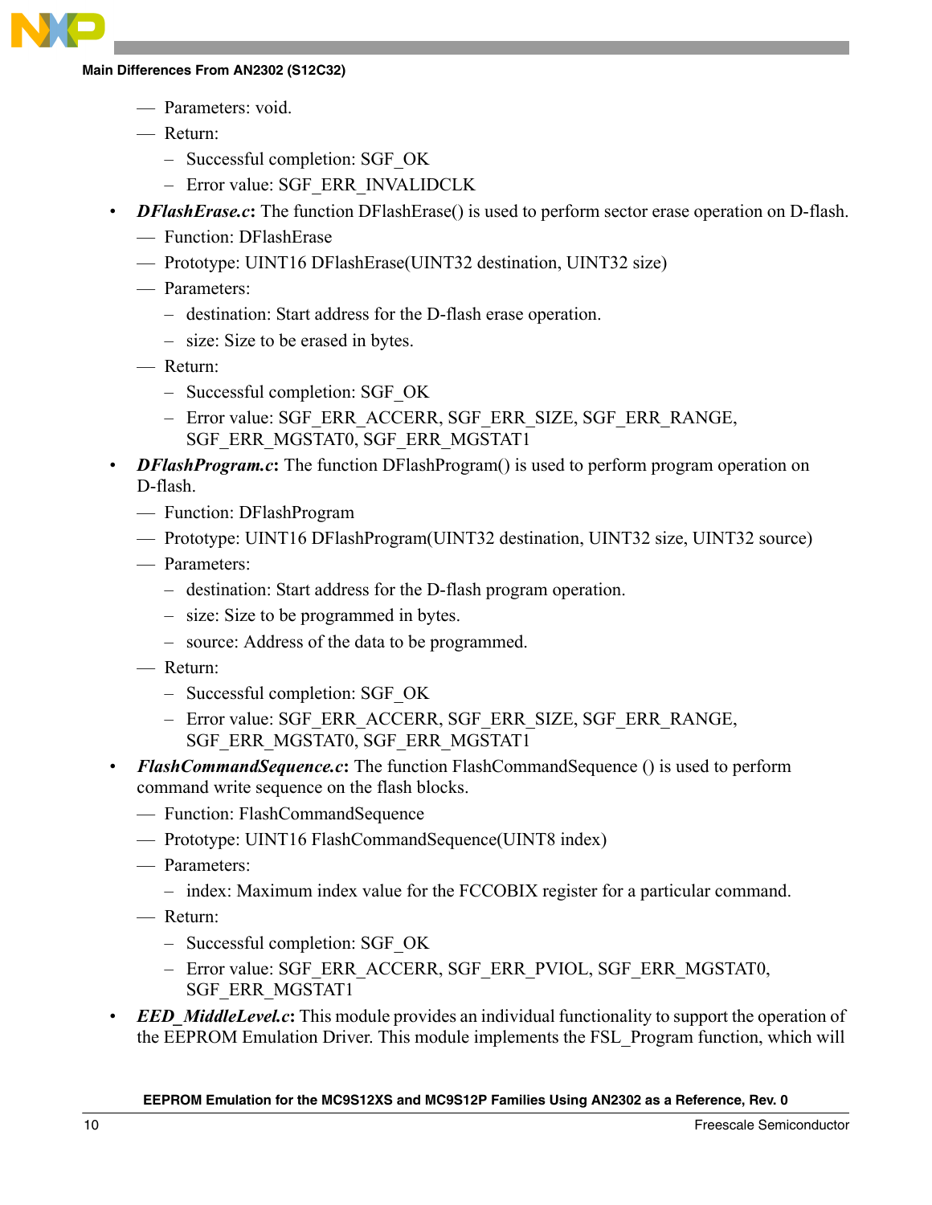- Parameters: void.
- Return:
  - Successful completion: SGF_OK
  - Error value: SGF_ERR_INVALIDCLK

- ***DFlashErase.c*:** The function DFlashErase() is used to perform sector erase operation on D-flash.
  - Function: DFlashErase
  - Prototype: UINT16 DFlashErase(UINT32 destination, UINT32 size)
  - Parameters:
    - destination: Start address for the D-flash erase operation.
    - size: Size to be erased in bytes.
  - Return:
    - Successful completion: SGF_OK
    - Error value: SGF_ERR_ACCERR, SGF_ERR_SIZE, SGF_ERR_RANGE, SGF_ERR_MGSTAT0, SGF_ERR_MGSTAT1

- ***DFlashProgram.c*:** The function DFlashProgram() is used to perform program operation on D-flash.
  - Function: DFlashProgram
  - Prototype: UINT16 DFlashProgram(UINT32 destination, UINT32 size, UINT32 source)
  - Parameters:
    - destination: Start address for the D-flash program operation.
    - size: Size to be programmed in bytes.
    - source: Address of the data to be programmed.
  - Return:
    - Successful completion: SGF_OK
    - Error value: SGF_ERR_ACCERR, SGF_ERR_SIZE, SGF_ERR_RANGE, SGF_ERR_MGSTAT0, SGF_ERR_MGSTAT1

- ***FlashCommandSequence.c*:** The function FlashCommandSequence () is used to perform command write sequence on the flash blocks.
  - Function: FlashCommandSequence
  - Prototype: UINT16 FlashCommandSequence(UINT8 index)
  - Parameters:
    - index: Maximum index value for the FCCOBIX register for a particular command.
  - Return:
    - Successful completion: SGF_OK
    - Error value: SGF_ERR_ACCERR, SGF_ERR_PVIOL, SGF_ERR_MGSTAT0, SGF_ERR_MGSTAT1

- ***EED_MiddleLevel.c*:** This module provides an individual functionality to support the operation of the EEPROM Emulation Driver. This module implements the FSL_Program function, which will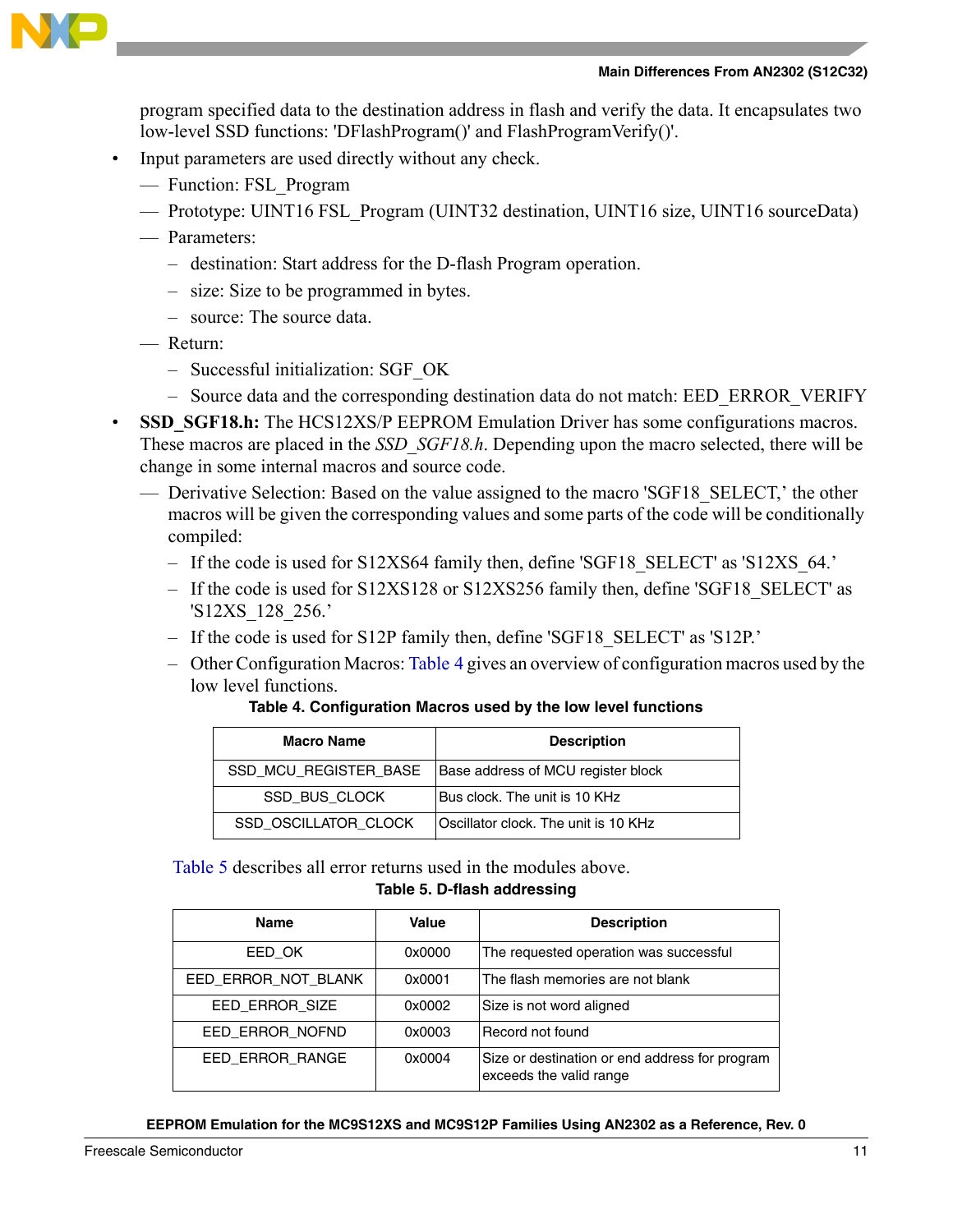program specified data to the destination address in flash and verify the data. It encapsulates two low-level SSD functions: 'DFlashProgram()' and FlashProgramVerify()'.

- Input parameters are used directly without any check.
  - Function: FSL_Program
  - Prototype: UINT16 FSL_Program (UINT32 destination, UINT16 size, UINT16 sourceData)
  - Parameters:
    - destination: Start address for the D-flash Program operation.
    - size: Size to be programmed in bytes.
    - source: The source data.
  - Return:
    - Successful initialization: SGF_OK
    - Source data and the corresponding destination data do not match: EED_ERROR_VERIFY
- **SSD_SGF18.h:** The HCS12XS/P EEPROM Emulation Driver has some configurations macros. These macros are placed in the *SSD_SGF18.h*. Depending upon the macro selected, there will be change in some internal macros and source code.
  - Derivative Selection: Based on the value assigned to the macro 'SGF18_SELECT,' the other macros will be given the corresponding values and some parts of the code will be conditionally compiled:
    - If the code is used for S12XS64 family then, define 'SGF18_SELECT' as 'S12XS_64.'
    - If the code is used for S12XS128 or S12XS256 family then, define 'SGF18_SELECT' as 'S12XS_128_256.'
    - If the code is used for S12P family then, define 'SGF18_SELECT' as 'S12P.'
    - Other Configuration Macros: Table 4 gives an overview of configuration macros used by the low level functions.

**Table 4. Configuration Macros used by the low level functions**

| Macro Name | Description |
|---|---|
| SSD_MCU_REGISTER_BASE | Base address of MCU register block |
| SSD_BUS_CLOCK | Bus clock. The unit is 10 KHz |
| SSD_OSCILLATOR_CLOCK | Oscillator clock. The unit is 10 KHz |

Table 5 describes all error returns used in the modules above.

**Table 5. D-flash addressing**

| Name | Value | Description |
|---|---|---|
| EED_OK | 0x0000 | The requested operation was successful |
| EED_ERROR_NOT_BLANK | 0x0001 | The flash memories are not blank |
| EED_ERROR_SIZE | 0x0002 | Size is not word aligned |
| EED_ERROR_NOFND | 0x0003 | Record not found |
| EED_ERROR_RANGE | 0x0004 | Size or destination or end address for program exceeds the valid range |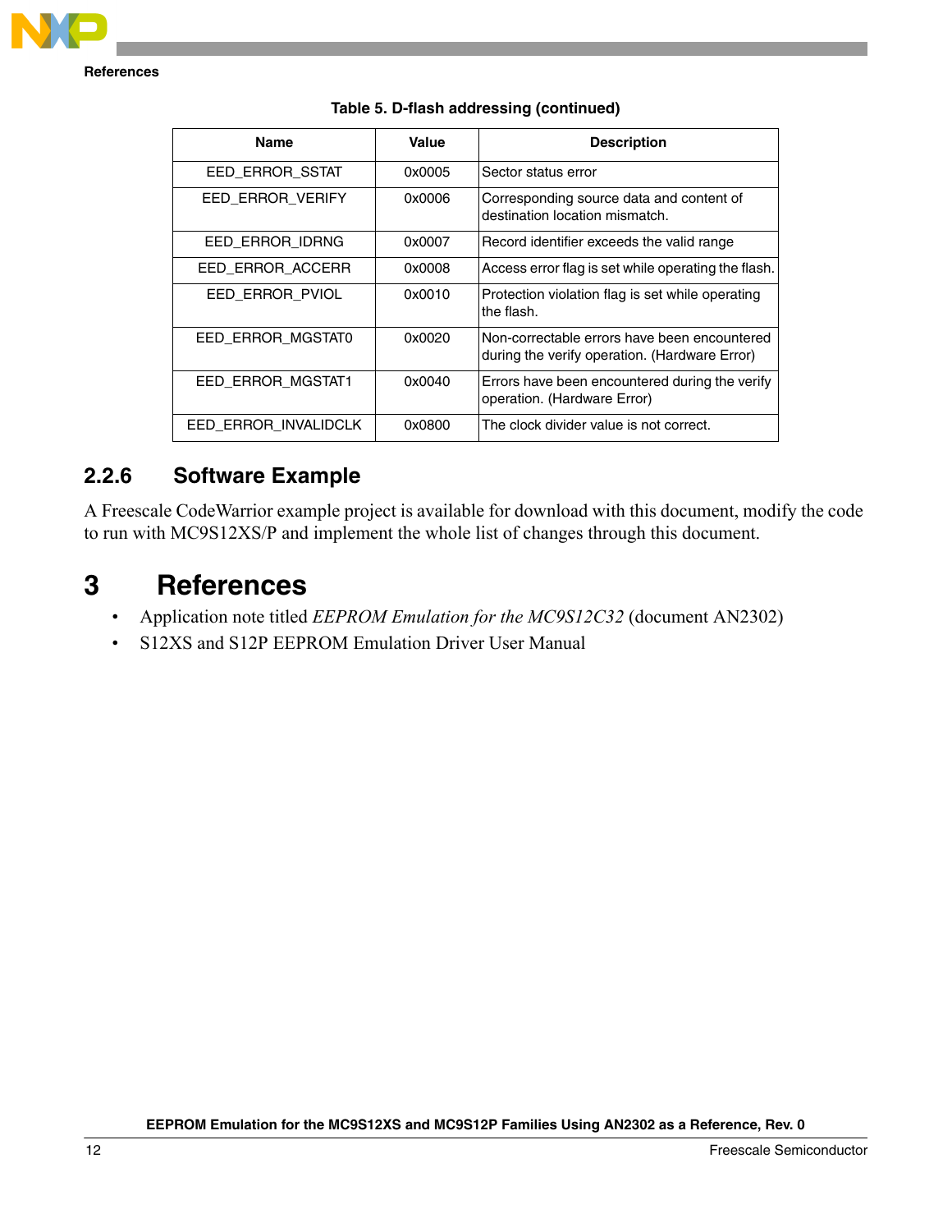**Table 5. D-flash addressing (continued)**

| Name | Value | Description |
|---|---|---|
| EED_ERROR_SSTAT | 0x0005 | Sector status error |
| EED_ERROR_VERIFY | 0x0006 | Corresponding source data and content of destination location mismatch. |
| EED_ERROR_IDRNG | 0x0007 | Record identifier exceeds the valid range |
| EED_ERROR_ACCERR | 0x0008 | Access error flag is set while operating the flash. |
| EED_ERROR_PVIOL | 0x0010 | Protection violation flag is set while operating the flash. |
| EED_ERROR_MGSTAT0 | 0x0020 | Non-correctable errors have been encountered during the verify operation. (Hardware Error) |
| EED_ERROR_MGSTAT1 | 0x0040 | Errors have been encountered during the verify operation. (Hardware Error) |
| EED_ERROR_INVALIDCLK | 0x0800 | The clock divider value is not correct. |

### 2.2.6 Software Example

A Freescale CodeWarrior example project is available for download with this document, modify the code to run with MC9S12XS/P and implement the whole list of changes through this document.

# 3 References

- Application note titled *EEPROM Emulation for the MC9S12C32* (document AN2302)
- S12XS and S12P EEPROM Emulation Driver User Manual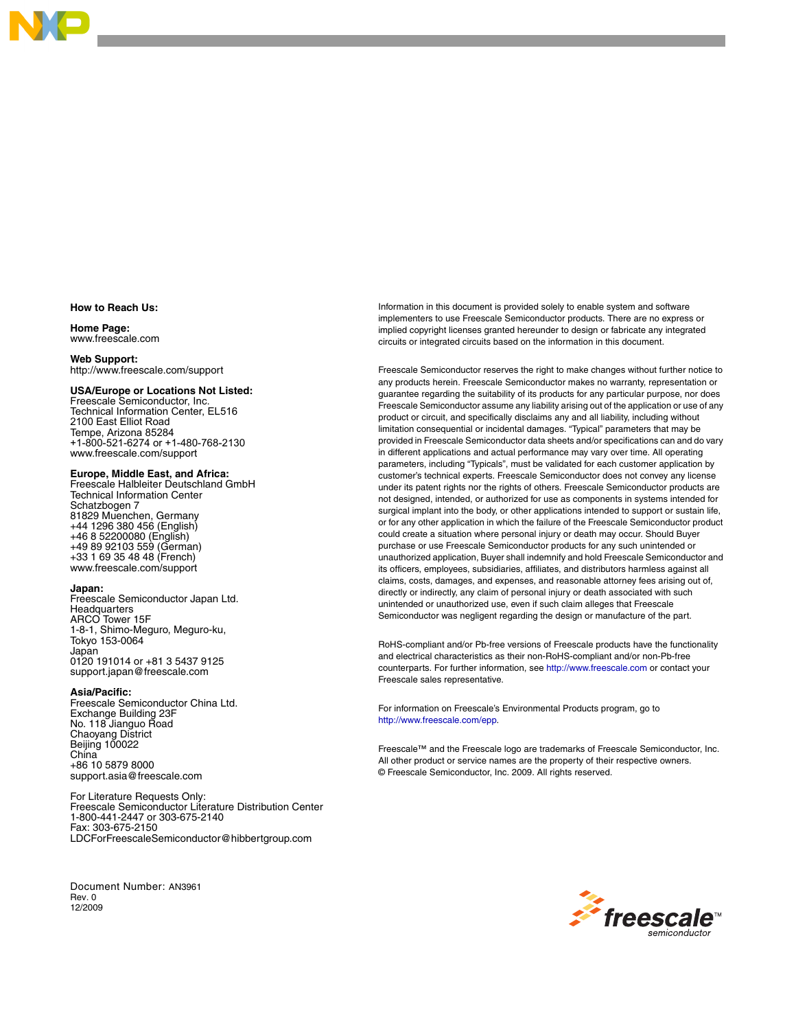**How to Reach Us:**

**Home Page:**
www.freescale.com

**Web Support:**
http://www.freescale.com/support

**USA/Europe or Locations Not Listed:**
Freescale Semiconductor, Inc.
Technical Information Center, EL516
2100 East Elliot Road
Tempe, Arizona 85284
+1-800-521-6274 or +1-480-768-2130
www.freescale.com/support

**Europe, Middle East, and Africa:**
Freescale Halbleiter Deutschland GmbH
Technical Information Center
Schatzbogen 7
81829 Muenchen, Germany
+44 1296 380 456 (English)
+46 8 52200080 (English)
+49 89 92103 559 (German)
+33 1 69 35 48 48 (French)
www.freescale.com/support

**Japan:**
Freescale Semiconductor Japan Ltd.
Headquarters
ARCO Tower 15F
1-8-1, Shimo-Meguro, Meguro-ku,
Tokyo 153-0064
Japan
0120 191014 or +81 3 5437 9125
support.japan@freescale.com

**Asia/Pacific:**
Freescale Semiconductor China Ltd.
Exchange Building 23F
No. 118 Jianguo Road
Chaoyang District
Beijing 100022
China
+86 10 5879 8000
support.asia@freescale.com

For Literature Requests Only:
Freescale Semiconductor Literature Distribution Center
1-800-441-2447 or 303-675-2140
Fax: 303-675-2150
LDCForFreescaleSemiconductor@hibbertgroup.com

Information in this document is provided solely to enable system and software implementers to use Freescale Semiconductor products. There are no express or implied copyright licenses granted hereunder to design or fabricate any integrated circuits or integrated circuits based on the information in this document.

Freescale Semiconductor reserves the right to make changes without further notice to any products herein. Freescale Semiconductor makes no warranty, representation or guarantee regarding the suitability of its products for any particular purpose, nor does Freescale Semiconductor assume any liability arising out of the application or use of any product or circuit, and specifically disclaims any and all liability, including without limitation consequential or incidental damages. "Typical" parameters that may be provided in Freescale Semiconductor data sheets and/or specifications can and do vary in different applications and actual performance may vary over time. All operating parameters, including "Typicals", must be validated for each customer application by customer's technical experts. Freescale Semiconductor does not convey any license under its patent rights nor the rights of others. Freescale Semiconductor products are not designed, intended, or authorized for use as components in systems intended for surgical implant into the body, or other applications intended to support or sustain life, or for any other application in which the failure of the Freescale Semiconductor product could create a situation where personal injury or death may occur. Should Buyer purchase or use Freescale Semiconductor products for any such unintended or unauthorized application, Buyer shall indemnify and hold Freescale Semiconductor and its officers, employees, subsidiaries, affiliates, and distributors harmless against all claims, costs, damages, and expenses, and reasonable attorney fees arising out of, directly or indirectly, any claim of personal injury or death associated with such unintended or unauthorized use, even if such claim alleges that Freescale Semiconductor was negligent regarding the design or manufacture of the part.

RoHS-compliant and/or Pb-free versions of Freescale products have the functionality and electrical characteristics as their non-RoHS-compliant and/or non-Pb-free counterparts. For further information, see http://www.freescale.com or contact your Freescale sales representative.

For information on Freescale's Environmental Products program, go to http://www.freescale.com/epp.

Freescale™ and the Freescale logo are trademarks of Freescale Semiconductor, Inc. All other product or service names are the property of their respective owners.
© Freescale Semiconductor, Inc. 2009. All rights reserved.

Document Number: AN3961
Rev. 0
12/2009